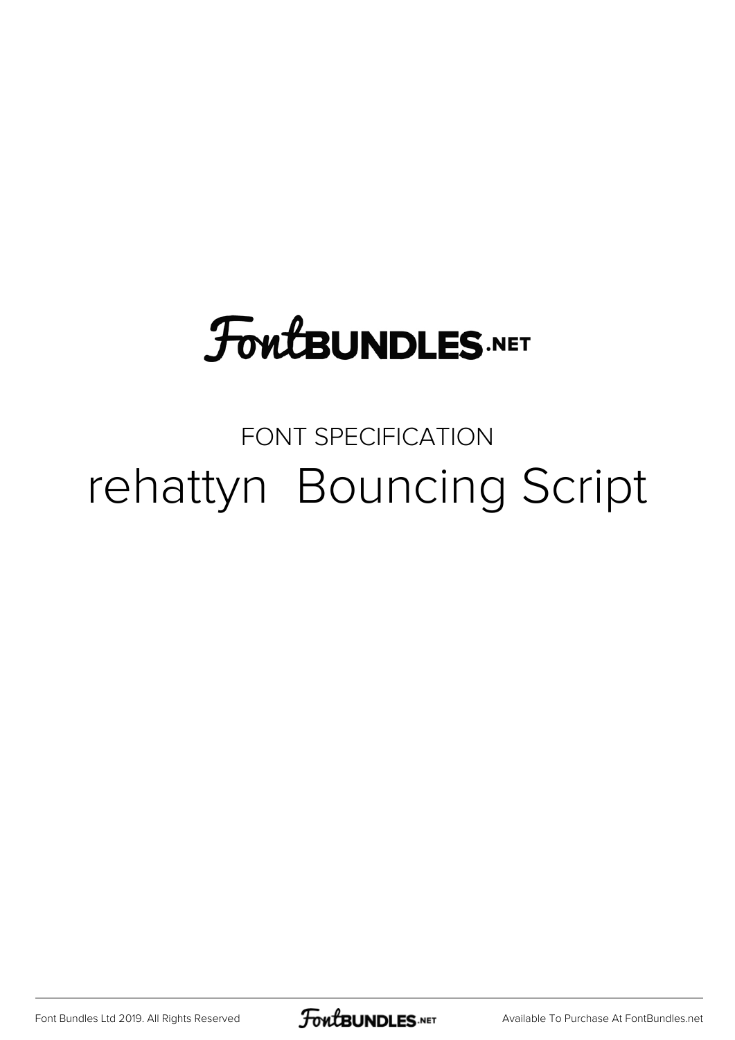FontBUNDLES.NET

FONT SPECIFICATION

# rehattyn  Bouncing Script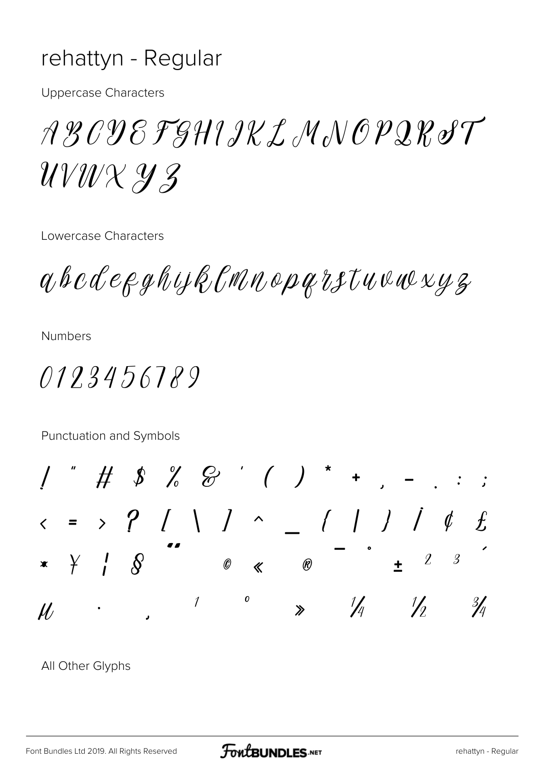# rehattyn - Regular

Uppercase Characters

A B C D E F G H I J K L M N O P Q R S T
U V W X Y Z

Lowercase Characters

a b c d e f g h i j k l m n o p q r s t u v w x y z

Numbers

0 1 2 3 4 5 6 7 8 9

Punctuation and Symbols

! " # $ % & ' ( ) * + , - . : ;
< = > ? [ \ ] ^ _ { | } ¡ ¢ £
¤ ¥ ¦ § ¨ © « ® ¯ ° ± ² ³ ´
µ · ¸ ¹ º » ¼ ½ ¾

All Other Glyphs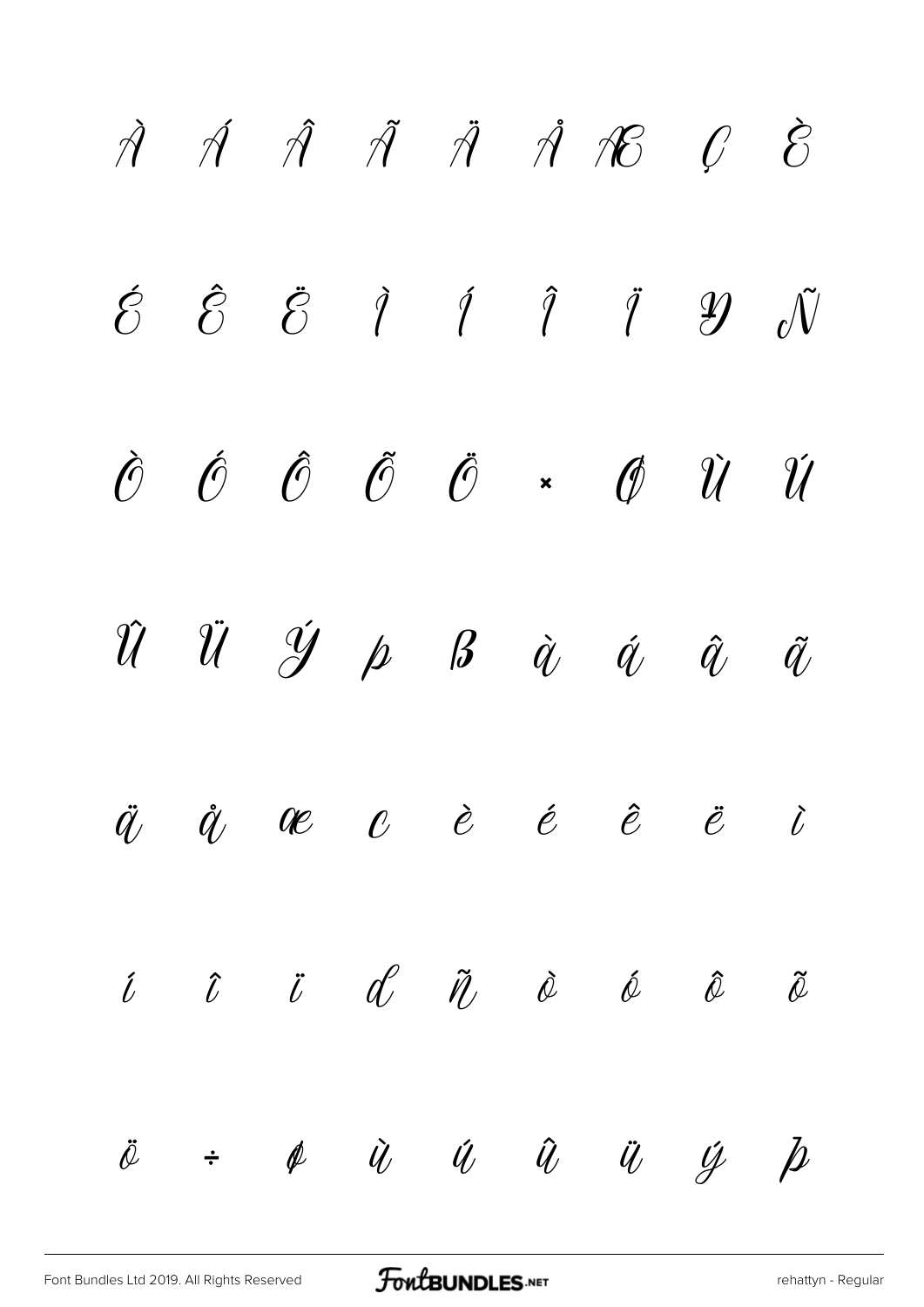À Á Â Ã Ä Å Æ Ç È

É Ê Ë Ì Í Î Ï Ð Ñ

Ò Ó Ô Õ Ö × Ø Ù Ú

Û Ü Ý Þ ß à á â ã

ä å æ ç è é ê ë ì

í î ï ð ñ ò ó ô õ

ö ÷ ø ù ú û ü ý þ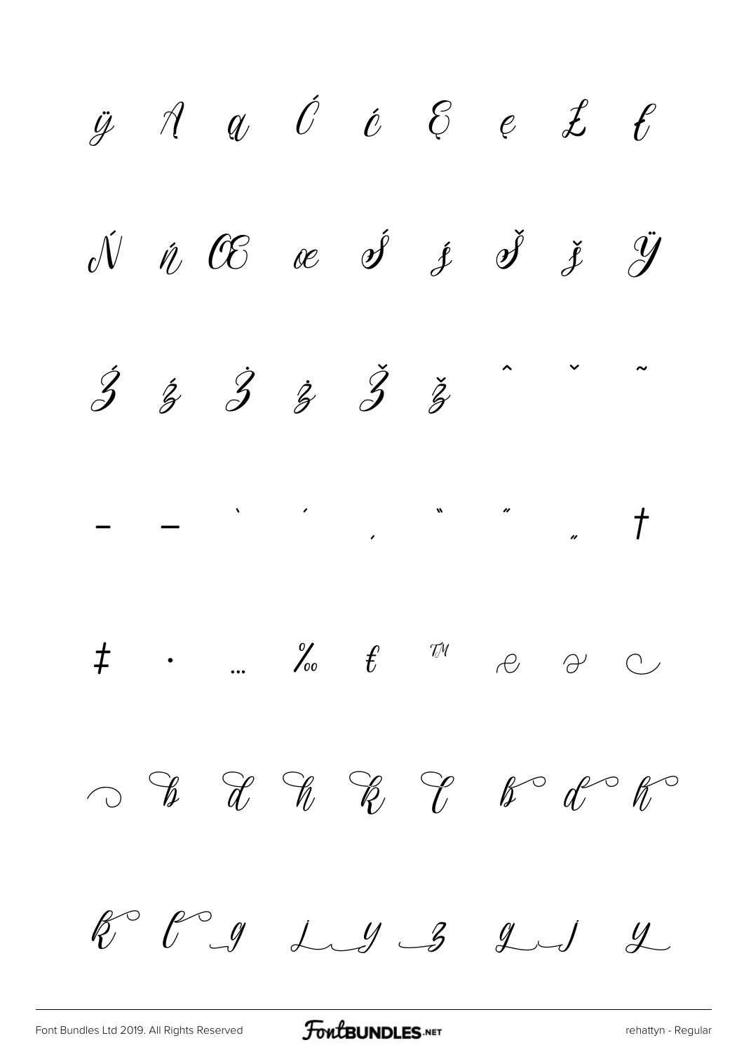ÿ Ą ą Ć ć Ę ę Ł ł

Ń ń Œ œ Ś ś Š š Ÿ

Ź ź Ż ż Ž ž ˆ ˇ ˜

– — ‘ ’ ‚ “ ” „ †

‡ • … ‰ € ™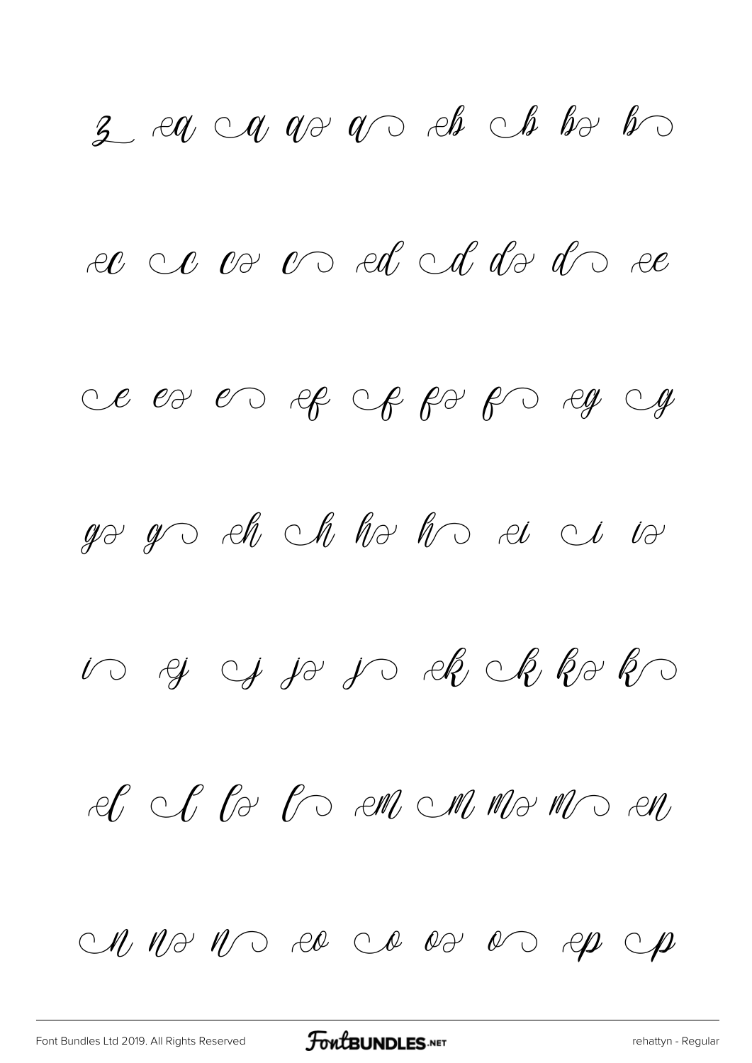z ea ca qa qo eb cb ba bo

ec cc ca co ed cd da do ee

ce ea eo ef cf fa fo eg cg

ga go eh ch ha ho ei ci ia

io ej cj ja jo ek ck ka ko

el cl la lo em cm ma mo en

cn na no eo co oa oo ep cp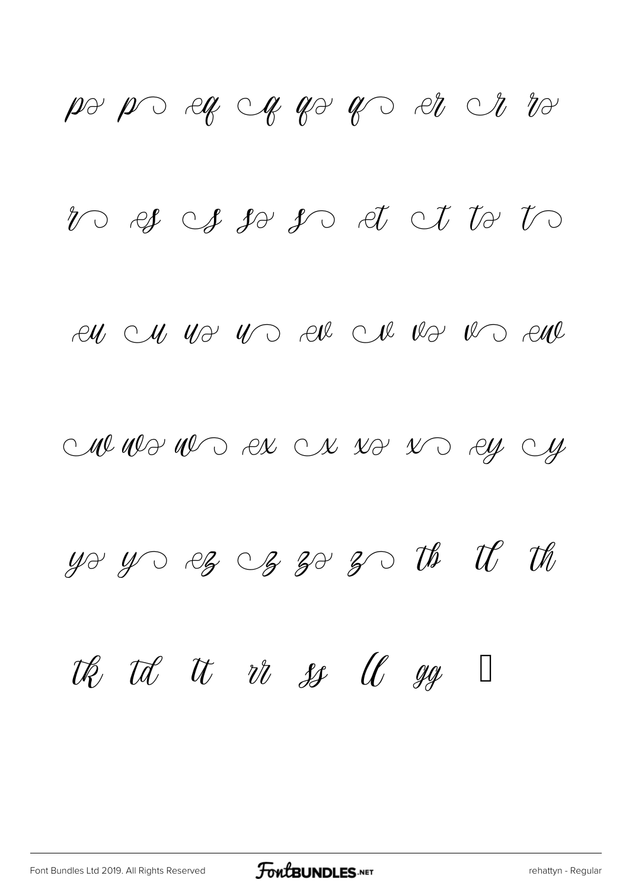p p q q q q r r r

r s s s s t t t t

u u u u v v v v w

w w w x x x x y y

y y z z z z th tl th

tk td tt rr ss ll gg